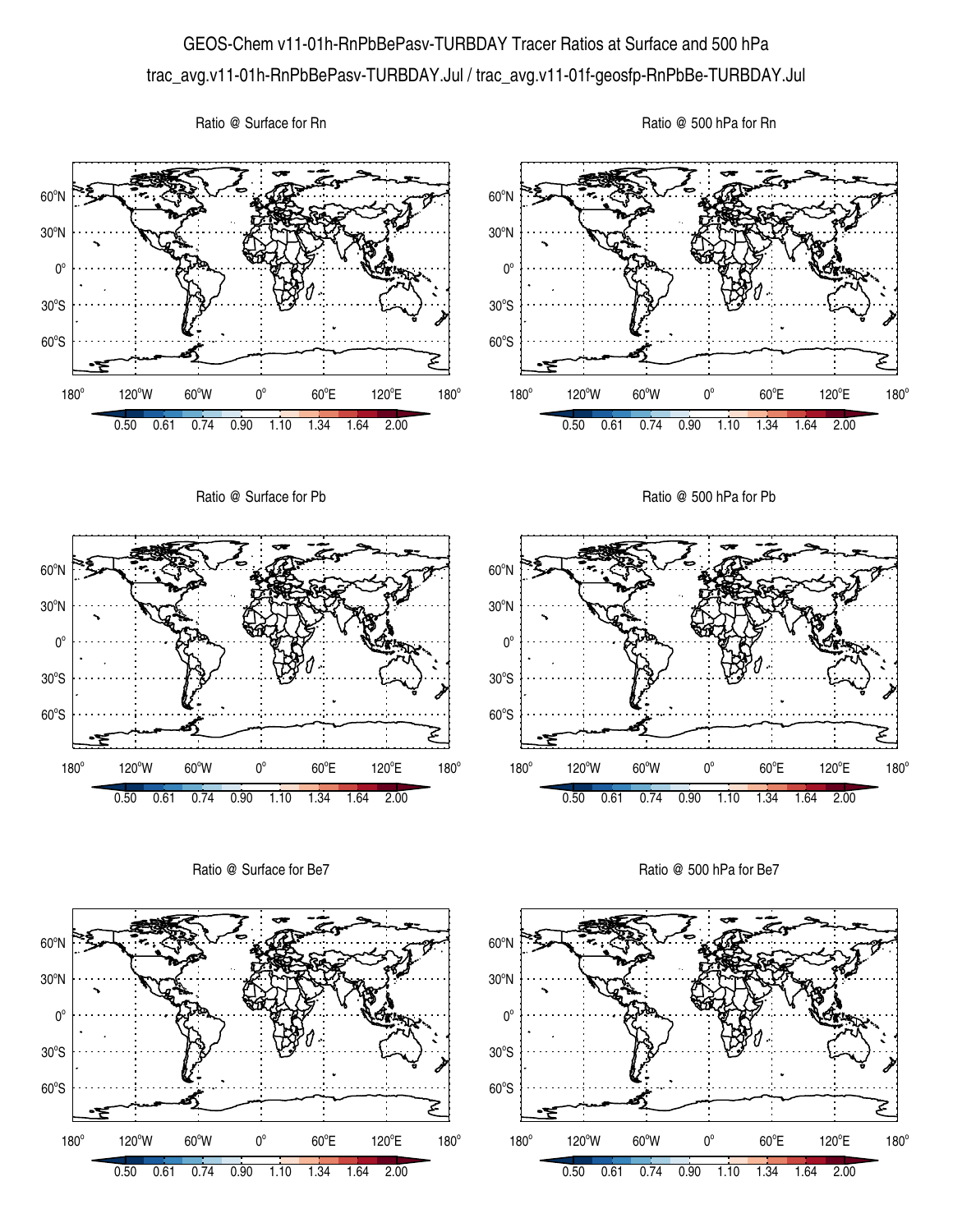# GEOS-Chem v11-01h-RnPbBePasv-TURBDAY Tracer Ratios at Surface and 500 hPa

trac_avg.v11-01h-RnPbBePasv-TURBDAY.Jul / trac_avg.v11-01f-geosfp-RnPbBe-TURBDAY.Jul

Ratio @ Surface for Rn

Ratio @ 500 hPa for Rn

Ratio @ Surface for Pb

Ratio @ 500 hPa for Pb

Ratio @ Surface for Be7

Ratio @ 500 hPa for Be7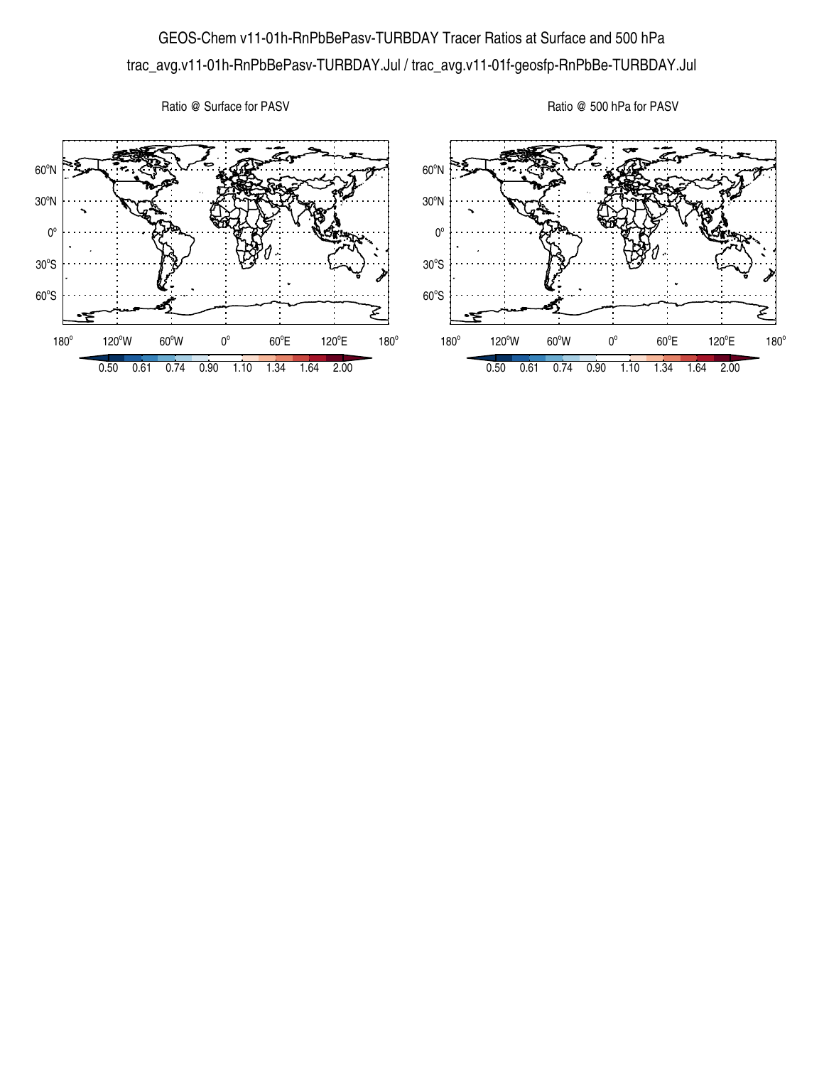GEOS-Chem v11-01h-RnPbBePasv-TURBDAY Tracer Ratios at Surface and 500 hPa

trac_avg.v11-01h-RnPbBePasv-TURBDAY.Jul / trac_avg.v11-01f-geosfp-RnPbBe-TURBDAY.Jul

Ratio @ Surface for PASV

60°N
30°N
0°
30°S
60°S

180° 120°W 60°W 0° 60°E 120°E 180°

0.50 0.61 0.74 0.90 1.10 1.34 1.64 2.00

Ratio @ 500 hPa for PASV

60°N
30°N
0°
30°S
60°S

180° 120°W 60°W 0° 60°E 120°E 180°

0.50 0.61 0.74 0.90 1.10 1.34 1.64 2.00